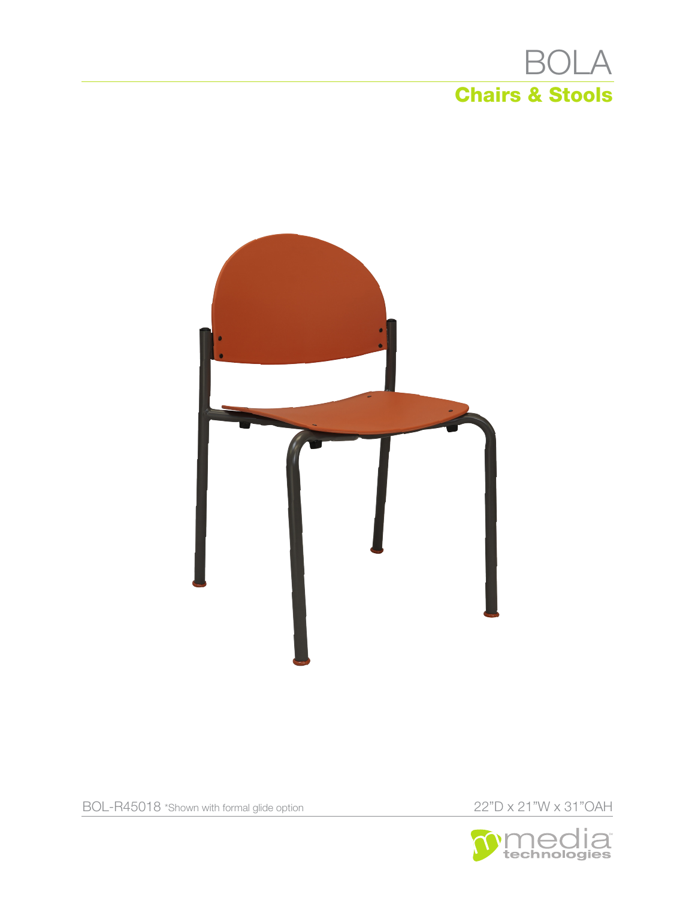# BOLA

## Chairs & Stools

BOL-R45018 *Shown with formal glide option

22"D x 21"W x 31"OAH

media technologies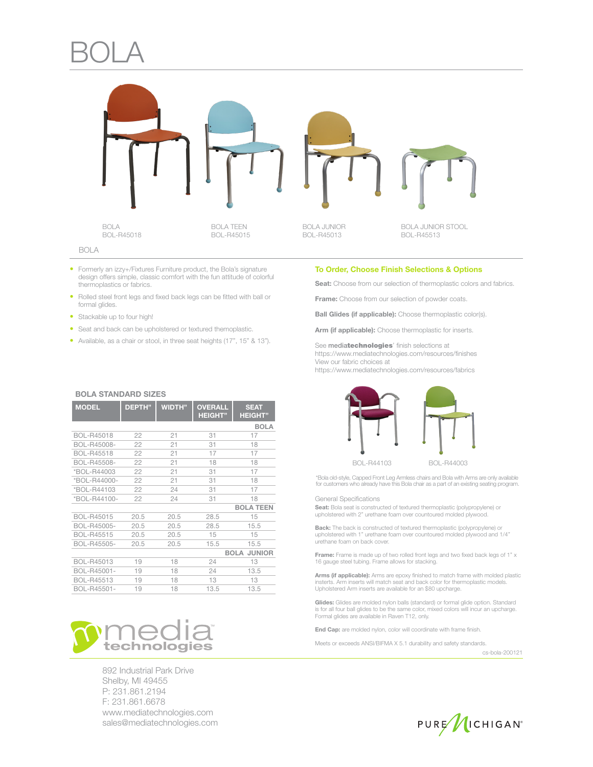# BOLA

BOLA
BOL-R45018

BOLA TEEN
BOL-R45015

BOLA JUNIOR
BOL-R45013

BOLA JUNIOR STOOL
BOL-R45513

BOLA

- Formerly an izzy+/Fixtures Furniture product, the Bola's signature design offers simple, classic comfort with the fun attitude of colorful thermoplastics or fabrics.
- Rolled steel front legs and fixed back legs can be fitted with ball or formal glides.
- Stackable up to four high!
- Seat and back can be upholstered or textured themoplastic.
- Available, as a chair or stool, in three seat heights (17", 15" & 13").

### BOLA STANDARD SIZES

| MODEL | DEPTH" | WIDTH" | OVERALL HEIGHT" | SEAT HEIGHT" |
|---|---|---|---|---|
| | | | | **BOLA** |
| BOL-R45018 | 22 | 21 | 31 | 17 |
| BOL-R45008- | 22 | 21 | 31 | 18 |
| BOL-R45518 | 22 | 21 | 17 | 17 |
| BOL-R45508- | 22 | 21 | 18 | 18 |
| *BOL-R44003 | 22 | 21 | 31 | 17 |
| *BOL-R44000- | 22 | 21 | 31 | 18 |
| *BOL-R44103 | 22 | 24 | 31 | 17 |
| *BOL-R44100- | 22 | 24 | 31 | 18 |
| | | | | **BOLA TEEN** |
| BOL-R45015 | 20.5 | 20.5 | 28.5 | 15 |
| BOL-R45005- | 20.5 | 20.5 | 28.5 | 15.5 |
| BOL-R45515 | 20.5 | 20.5 | 15 | 15 |
| BOL-R45505- | 20.5 | 20.5 | 15.5 | 15.5 |
| | | | | **BOLA JUNIOR** |
| BOL-R45013 | 19 | 18 | 24 | 13 |
| BOL-R45001- | 19 | 18 | 24 | 13.5 |
| BOL-R45513 | 19 | 18 | 13 | 13 |
| BOL-R45501- | 19 | 18 | 13.5 | 13.5 |

media technologies™

892 Industrial Park Drive
Shelby, MI 49455
P: 231.861.2194
F: 231.861.6678
www.mediatechnologies.com
sales@mediatechnologies.com

## To Order, Choose Finish Selections & Options

**Seat:** Choose from our selection of thermoplastic colors and fabrics.

**Frame:** Choose from our selection of powder coats.

**Ball Glides (if applicable):** Choose thermoplastic color(s).

**Arm (if applicable):** Choose thermoplastic for inserts.

See **mediatechnologies**' finish selections at
https://www.mediatechnologies.com/resources/finishes
View our fabric choices at
https://www.mediatechnologies.com/resources/fabrics

BOL-R44103

BOL-R44003

*Bola old-style, Capped Front Leg Armless chairs and Bola with Arms are only available for customers who already have this Bola chair as a part of an existing seating program.

General Specifications

**Seat:** Bola seat is constructed of textured thermoplastic (polypropylene) or upholstered with 2" urethane foam over countoured molded plywood.

**Back:** The back is constructed of textured thermoplastic (polypropylene) or upholstered with 1" urethane foam over countoured molded plywood and 1/4" urethane foam on back cover.

**Frame:** Frame is made up of two rolled front legs and two fixed back legs of 1" x 16 gauge steel tubing. Frame allows for stacking.

**Arms (if applicable):** Arms are epoxy finished to match frame with molded plastic insterts. Arm inserts will match seat and back color for thermoplastic models. Upholstered Arm inserts are available for an $80 upcharge.

**Glides:** Glides are molded nylon balls (standard) or formal glide option. Standard is for all four ball glides to be the same color, mixed colors will incur an upcharge. Formal glides are available in Raven T12, only.

**End Cap:** are molded nylon, color will coordinate with frame finish.

Meets or exceeds ANSI/BIFMA X 5.1 durability and safety standards.

cs-bola-200121

PURE MICHIGAN®